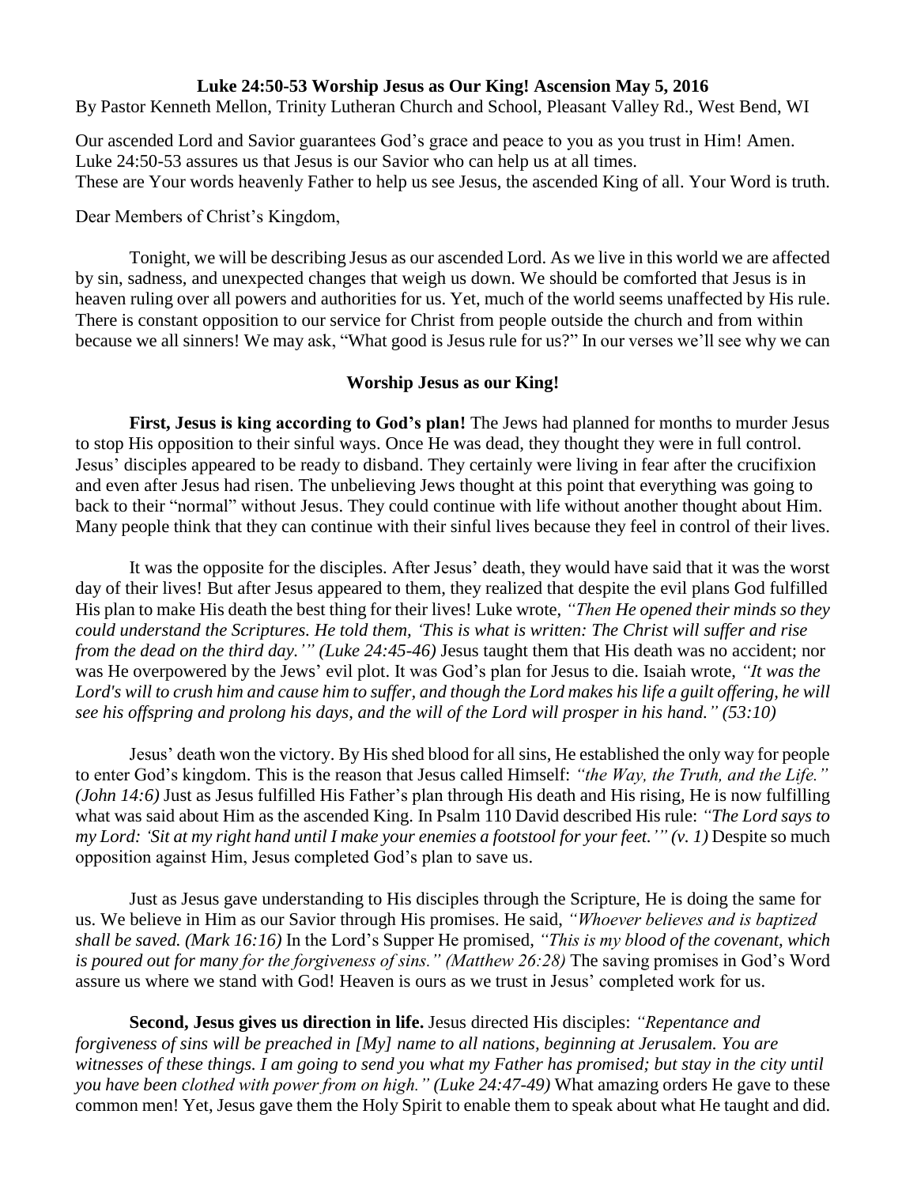**Luke 24:50-53 Worship Jesus as Our King! Ascension May 5, 2016**

By Pastor Kenneth Mellon, Trinity Lutheran Church and School, Pleasant Valley Rd., West Bend, WI

Our ascended Lord and Savior guarantees God's grace and peace to you as you trust in Him! Amen. Luke 24:50-53 assures us that Jesus is our Savior who can help us at all times. These are Your words heavenly Father to help us see Jesus, the ascended King of all. Your Word is truth.

Dear Members of Christ's Kingdom,

Tonight, we will be describing Jesus as our ascended Lord. As we live in this world we are affected by sin, sadness, and unexpected changes that weigh us down. We should be comforted that Jesus is in heaven ruling over all powers and authorities for us. Yet, much of the world seems unaffected by His rule. There is constant opposition to our service for Christ from people outside the church and from within because we all sinners! We may ask, "What good is Jesus rule for us?" In our verses we'll see why we can

**Worship Jesus as our King!**

**First, Jesus is king according to God's plan!** The Jews had planned for months to murder Jesus to stop His opposition to their sinful ways. Once He was dead, they thought they were in full control. Jesus' disciples appeared to be ready to disband. They certainly were living in fear after the crucifixion and even after Jesus had risen. The unbelieving Jews thought at this point that everything was going to back to their "normal" without Jesus. They could continue with life without another thought about Him. Many people think that they can continue with their sinful lives because they feel in control of their lives.

It was the opposite for the disciples. After Jesus' death, they would have said that it was the worst day of their lives! But after Jesus appeared to them, they realized that despite the evil plans God fulfilled His plan to make His death the best thing for their lives! Luke wrote, *"Then He opened their minds so they could understand the Scriptures. He told them, 'This is what is written: The Christ will suffer and rise from the dead on the third day.'" (Luke 24:45-46)* Jesus taught them that His death was no accident; nor was He overpowered by the Jews' evil plot. It was God's plan for Jesus to die. Isaiah wrote, *"It was the Lord's will to crush him and cause him to suffer, and though the Lord makes his life a guilt offering, he will see his offspring and prolong his days, and the will of the Lord will prosper in his hand." (53:10)*

Jesus' death won the victory. By His shed blood for all sins, He established the only way for people to enter God's kingdom. This is the reason that Jesus called Himself: *"the Way, the Truth, and the Life." (John 14:6)* Just as Jesus fulfilled His Father's plan through His death and His rising, He is now fulfilling what was said about Him as the ascended King. In Psalm 110 David described His rule: *"The Lord says to my Lord: 'Sit at my right hand until I make your enemies a footstool for your feet.'" (v. 1)* Despite so much opposition against Him, Jesus completed God's plan to save us.

Just as Jesus gave understanding to His disciples through the Scripture, He is doing the same for us. We believe in Him as our Savior through His promises. He said, *"Whoever believes and is baptized shall be saved. (Mark 16:16)* In the Lord's Supper He promised, *"This is my blood of the covenant, which is poured out for many for the forgiveness of sins." (Matthew 26:28)* The saving promises in God's Word assure us where we stand with God! Heaven is ours as we trust in Jesus' completed work for us.

**Second, Jesus gives us direction in life.** Jesus directed His disciples: *"Repentance and forgiveness of sins will be preached in [My] name to all nations, beginning at Jerusalem. You are witnesses of these things. I am going to send you what my Father has promised; but stay in the city until you have been clothed with power from on high." (Luke 24:47-49)* What amazing orders He gave to these common men! Yet, Jesus gave them the Holy Spirit to enable them to speak about what He taught and did.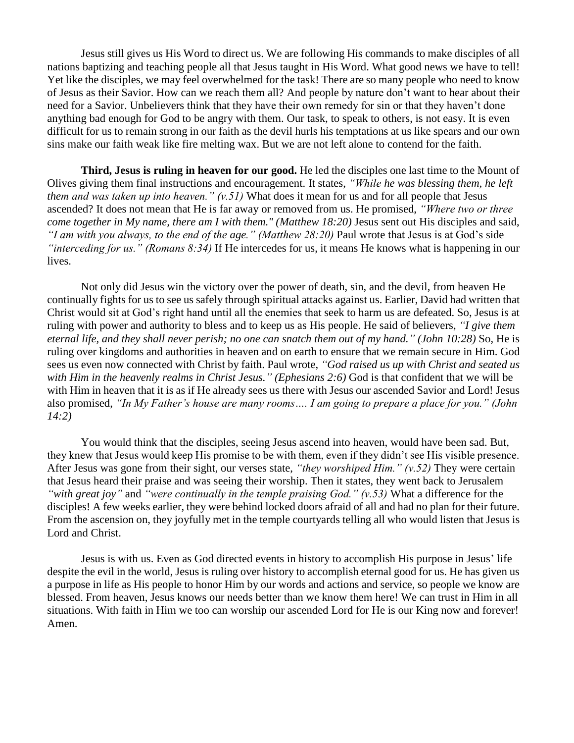Jesus still gives us His Word to direct us. We are following His commands to make disciples of all nations baptizing and teaching people all that Jesus taught in His Word. What good news we have to tell! Yet like the disciples, we may feel overwhelmed for the task! There are so many people who need to know of Jesus as their Savior. How can we reach them all? And people by nature don't want to hear about their need for a Savior. Unbelievers think that they have their own remedy for sin or that they haven't done anything bad enough for God to be angry with them. Our task, to speak to others, is not easy. It is even difficult for us to remain strong in our faith as the devil hurls his temptations at us like spears and our own sins make our faith weak like fire melting wax. But we are not left alone to contend for the faith.

**Third, Jesus is ruling in heaven for our good.** He led the disciples one last time to the Mount of Olives giving them final instructions and encouragement. It states, *"While he was blessing them, he left them and was taken up into heaven." (v.51)* What does it mean for us and for all people that Jesus ascended? It does not mean that He is far away or removed from us. He promised, *"Where two or three come together in My name, there am I with them." (Matthew 18:20)* Jesus sent out His disciples and said, *"I am with you always, to the end of the age." (Matthew 28:20)* Paul wrote that Jesus is at God's side *"interceding for us." (Romans 8:34)* If He intercedes for us, it means He knows what is happening in our lives.

Not only did Jesus win the victory over the power of death, sin, and the devil, from heaven He continually fights for us to see us safely through spiritual attacks against us. Earlier, David had written that Christ would sit at God's right hand until all the enemies that seek to harm us are defeated. So, Jesus is at ruling with power and authority to bless and to keep us as His people. He said of believers, *"I give them eternal life, and they shall never perish; no one can snatch them out of my hand." (John 10:28)* So, He is ruling over kingdoms and authorities in heaven and on earth to ensure that we remain secure in Him. God sees us even now connected with Christ by faith. Paul wrote, *"God raised us up with Christ and seated us with Him in the heavenly realms in Christ Jesus." (Ephesians 2:6)* God is that confident that we will be with Him in heaven that it is as if He already sees us there with Jesus our ascended Savior and Lord! Jesus also promised, *"In My Father's house are many rooms…. I am going to prepare a place for you." (John 14:2)*

You would think that the disciples, seeing Jesus ascend into heaven, would have been sad. But, they knew that Jesus would keep His promise to be with them, even if they didn't see His visible presence. After Jesus was gone from their sight, our verses state, *"they worshiped Him." (v.52)* They were certain that Jesus heard their praise and was seeing their worship. Then it states, they went back to Jerusalem *"with great joy"* and *"were continually in the temple praising God." (v.53)* What a difference for the disciples! A few weeks earlier, they were behind locked doors afraid of all and had no plan for their future. From the ascension on, they joyfully met in the temple courtyards telling all who would listen that Jesus is Lord and Christ.

Jesus is with us. Even as God directed events in history to accomplish His purpose in Jesus' life despite the evil in the world, Jesus is ruling over history to accomplish eternal good for us. He has given us a purpose in life as His people to honor Him by our words and actions and service, so people we know are blessed. From heaven, Jesus knows our needs better than we know them here! We can trust in Him in all situations. With faith in Him we too can worship our ascended Lord for He is our King now and forever! Amen.